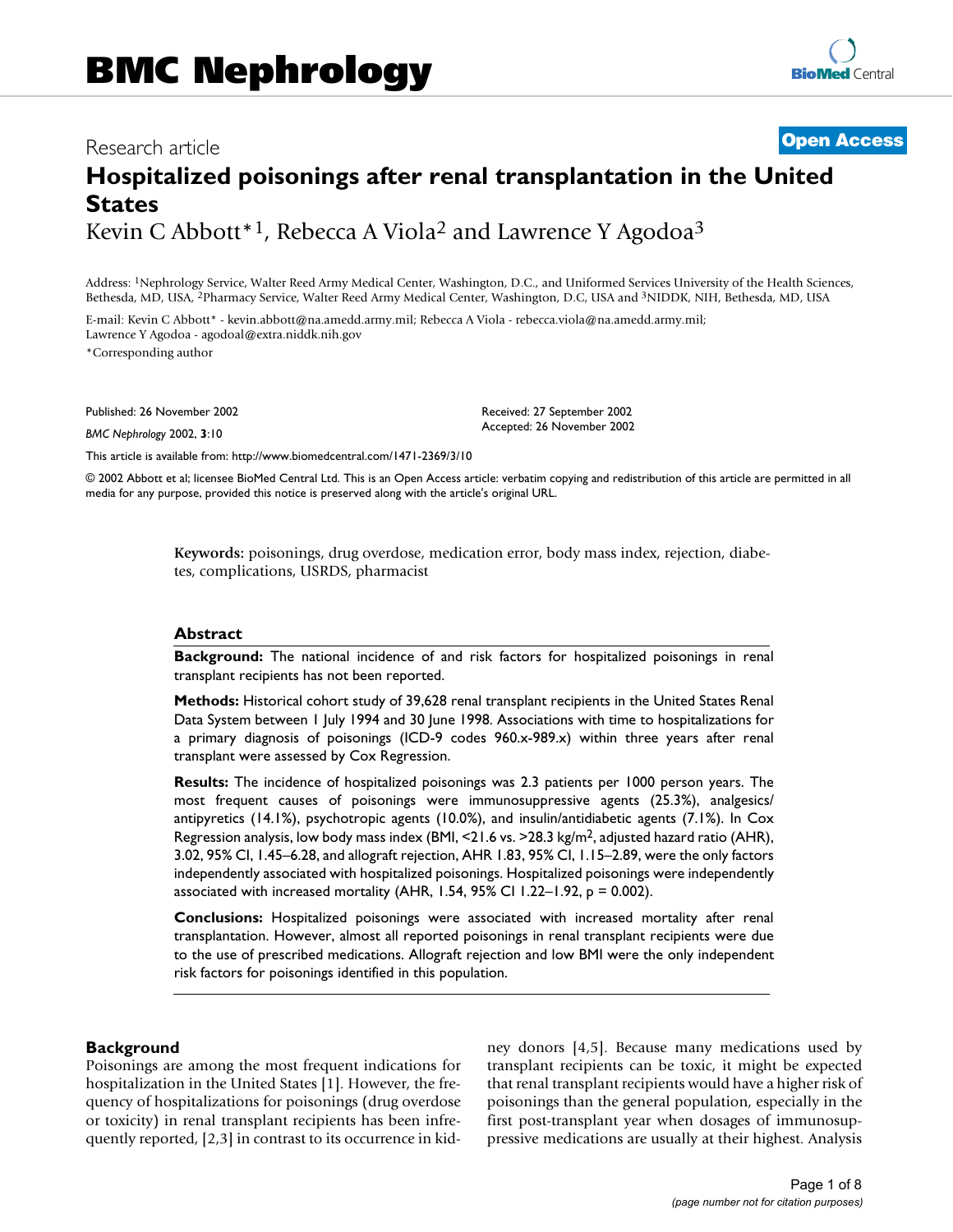# BMC Nephrology

Research article **Open Access**

# Hospitalized poisonings after renal transplantation in the United States

Kevin C Abbott*[1], Rebecca A Viola[2] and Lawrence Y Agodoa[3]

Address: [1]Nephrology Service, Walter Reed Army Medical Center, Washington, D.C., and Uniformed Services University of the Health Sciences, Bethesda, MD, USA, [2]Pharmacy Service, Walter Reed Army Medical Center, Washington, D.C, USA and [3]NIDDK, NIH, Bethesda, MD, USA

E-mail: Kevin C Abbott* - kevin.abbott@na.amedd.army.mil; Rebecca A Viola - rebecca.viola@na.amedd.army.mil; Lawrence Y Agodoa - agodoal@extra.niddk.nih.gov

*Corresponding author

Published: 26 November 2002

*BMC Nephrology* 2002, **3**:10

Received: 27 September 2002
Accepted: 26 November 2002

This article is available from: http://www.biomedcentral.com/1471-2369/3/10

© 2002 Abbott et al; licensee BioMed Central Ltd. This is an Open Access article: verbatim copying and redistribution of this article are permitted in all media for any purpose, provided this notice is preserved along with the article's original URL.

**Keywords:** poisonings, drug overdose, medication error, body mass index, rejection, diabetes, complications, USRDS, pharmacist

## Abstract

**Background:** The national incidence of and risk factors for hospitalized poisonings in renal transplant recipients has not been reported.

**Methods:** Historical cohort study of 39,628 renal transplant recipients in the United States Renal Data System between 1 July 1994 and 30 June 1998. Associations with time to hospitalizations for a primary diagnosis of poisonings (ICD-9 codes 960.x-989.x) within three years after renal transplant were assessed by Cox Regression.

**Results:** The incidence of hospitalized poisonings was 2.3 patients per 1000 person years. The most frequent causes of poisonings were immunosuppressive agents (25.3%), analgesics/antipyretics (14.1%), psychotropic agents (10.0%), and insulin/antidiabetic agents (7.1%). In Cox Regression analysis, low body mass index (BMI, <21.6 vs. >28.3 kg/m$^2$, adjusted hazard ratio (AHR), 3.02, 95% CI, 1.45–6.28, and allograft rejection, AHR 1.83, 95% CI, 1.15–2.89, were the only factors independently associated with hospitalized poisonings. Hospitalized poisonings were independently associated with increased mortality (AHR, 1.54, 95% CI 1.22–1.92, p = 0.002).

**Conclusions:** Hospitalized poisonings were associated with increased mortality after renal transplantation. However, almost all reported poisonings in renal transplant recipients were due to the use of prescribed medications. Allograft rejection and low BMI were the only independent risk factors for poisonings identified in this population.

## Background

Poisonings are among the most frequent indications for hospitalization in the United States [1]. However, the frequency of hospitalizations for poisonings (drug overdose or toxicity) in renal transplant recipients has been infrequently reported, [2,3] in contrast to its occurrence in kidney donors [4,5]. Because many medications used by transplant recipients can be toxic, it might be expected that renal transplant recipients would have a higher risk of poisonings than the general population, especially in the first post-transplant year when dosages of immunosuppressive medications are usually at their highest. Analysis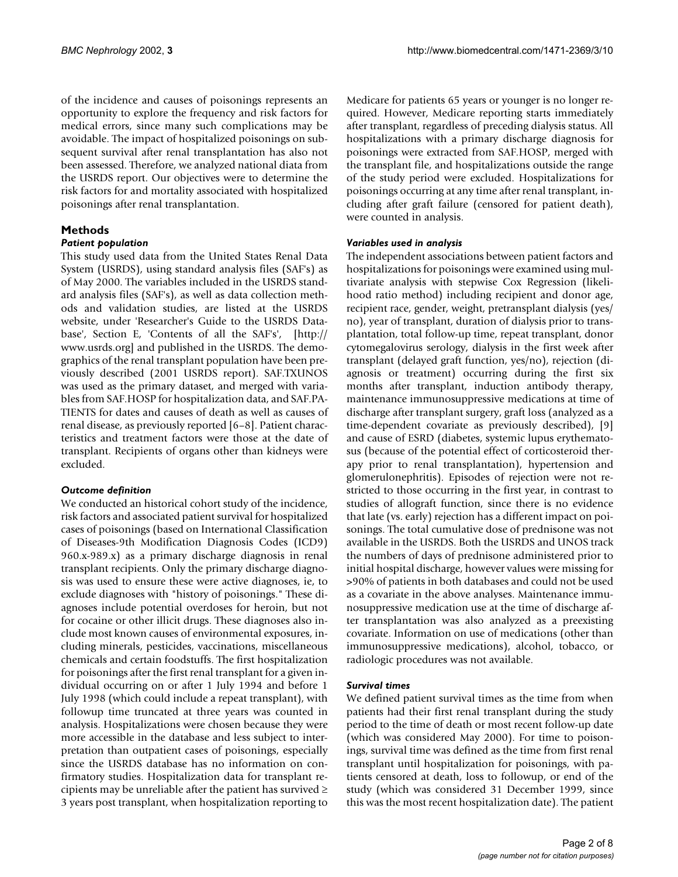of the incidence and causes of poisonings represents an opportunity to explore the frequency and risk factors for medical errors, since many such complications may be avoidable. The impact of hospitalized poisonings on subsequent survival after renal transplantation has also not been assessed. Therefore, we analyzed national diata from the USRDS report. Our objectives were to determine the risk factors for and mortality associated with hospitalized poisonings after renal transplantation.

## Methods

### *Patient population*

This study used data from the United States Renal Data System (USRDS), using standard analysis files (SAF's) as of May 2000. The variables included in the USRDS standard analysis files (SAF's), as well as data collection methods and validation studies, are listed at the USRDS website, under 'Researcher's Guide to the USRDS Database', Section E, 'Contents of all the SAF's', [http://www.usrds.org] and published in the USRDS. The demographics of the renal transplant population have been previously described (2001 USRDS report). SAF.TXUNOS was used as the primary dataset, and merged with variables from SAF.HOSP for hospitalization data, and SAF.PATIENTS for dates and causes of death as well as causes of renal disease, as previously reported [6–8]. Patient characteristics and treatment factors were those at the date of transplant. Recipients of organs other than kidneys were excluded.

### *Outcome definition*

We conducted an historical cohort study of the incidence, risk factors and associated patient survival for hospitalized cases of poisonings (based on International Classification of Diseases-9th Modification Diagnosis Codes (ICD9) 960.x-989.x) as a primary discharge diagnosis in renal transplant recipients. Only the primary discharge diagnosis was used to ensure these were active diagnoses, ie, to exclude diagnoses with "history of poisonings." These diagnoses include potential overdoses for heroin, but not for cocaine or other illicit drugs. These diagnoses also include most known causes of environmental exposures, including minerals, pesticides, vaccinations, miscellaneous chemicals and certain foodstuffs. The first hospitalization for poisonings after the first renal transplant for a given individual occurring on or after 1 July 1994 and before 1 July 1998 (which could include a repeat transplant), with followup time truncated at three years was counted in analysis. Hospitalizations were chosen because they were more accessible in the database and less subject to interpretation than outpatient cases of poisonings, especially since the USRDS database has no information on confirmatory studies. Hospitalization data for transplant recipients may be unreliable after the patient has survived ≥ 3 years post transplant, when hospitalization reporting to Medicare for patients 65 years or younger is no longer required. However, Medicare reporting starts immediately after transplant, regardless of preceding dialysis status. All hospitalizations with a primary discharge diagnosis for poisonings were extracted from SAF.HOSP, merged with the transplant file, and hospitalizations outside the range of the study period were excluded. Hospitalizations for poisonings occurring at any time after renal transplant, including after graft failure (censored for patient death), were counted in analysis.

### *Variables used in analysis*

The independent associations between patient factors and hospitalizations for poisonings were examined using multivariate analysis with stepwise Cox Regression (likelihood ratio method) including recipient and donor age, recipient race, gender, weight, pretransplant dialysis (yes/no), year of transplant, duration of dialysis prior to transplantation, total follow-up time, repeat transplant, donor cytomegalovirus serology, dialysis in the first week after transplant (delayed graft function, yes/no), rejection (diagnosis or treatment) occurring during the first six months after transplant, induction antibody therapy, maintenance immunosuppressive medications at time of discharge after transplant surgery, graft loss (analyzed as a time-dependent covariate as previously described), [9] and cause of ESRD (diabetes, systemic lupus erythematosus (because of the potential effect of corticosteroid therapy prior to renal transplantation), hypertension and glomerulonephritis). Episodes of rejection were not restricted to those occurring in the first year, in contrast to studies of allograft function, since there is no evidence that late (vs. early) rejection has a different impact on poisonings. The total cumulative dose of prednisone was not available in the USRDS. Both the USRDS and UNOS track the numbers of days of prednisone administered prior to initial hospital discharge, however values were missing for >90% of patients in both databases and could not be used as a covariate in the above analyses. Maintenance immunosuppressive medication use at the time of discharge after transplantation was also analyzed as a preexisting covariate. Information on use of medications (other than immunosuppressive medications), alcohol, tobacco, or radiologic procedures was not available.

### *Survival times*

We defined patient survival times as the time from when patients had their first renal transplant during the study period to the time of death or most recent follow-up date (which was considered May 2000). For time to poisonings, survival time was defined as the time from first renal transplant until hospitalization for poisonings, with patients censored at death, loss to followup, or end of the study (which was considered 31 December 1999, since this was the most recent hospitalization date). The patient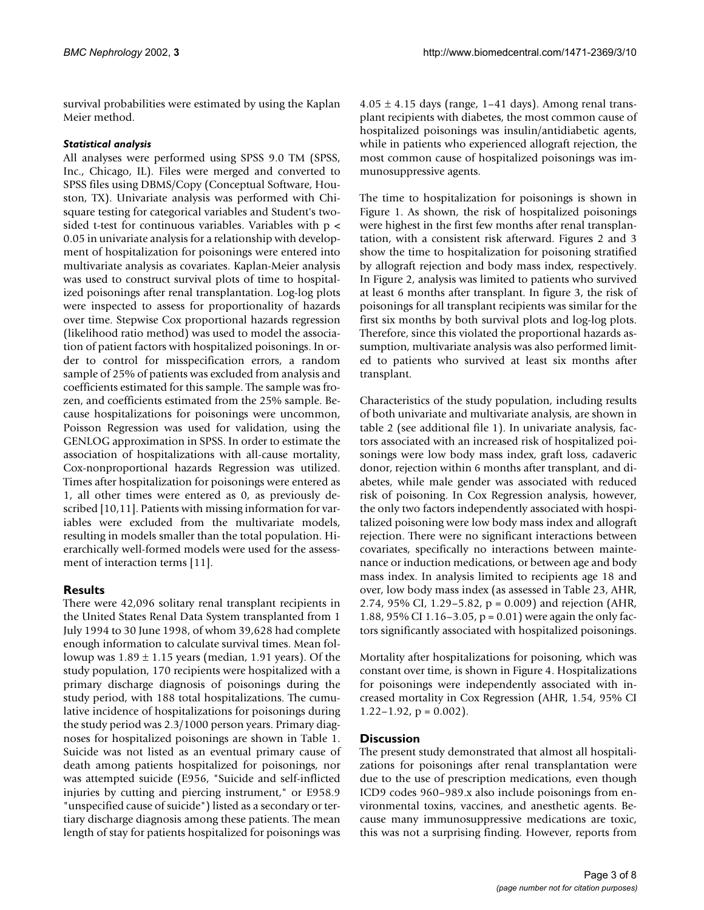survival probabilities were estimated by using the Kaplan Meier method.

### *Statistical analysis*

All analyses were performed using SPSS 9.0 TM (SPSS, Inc., Chicago, IL). Files were merged and converted to SPSS files using DBMS/Copy (Conceptual Software, Houston, TX). Univariate analysis was performed with Chi-square testing for categorical variables and Student's two-sided t-test for continuous variables. Variables with $p < 0.05$ in univariate analysis for a relationship with development of hospitalization for poisonings were entered into multivariate analysis as covariates. Kaplan-Meier analysis was used to construct survival plots of time to hospitalized poisonings after renal transplantation. Log-log plots were inspected to assess for proportionality of hazards over time. Stepwise Cox proportional hazards regression (likelihood ratio method) was used to model the association of patient factors with hospitalized poisonings. In order to control for misspecification errors, a random sample of 25% of patients was excluded from analysis and coefficients estimated for this sample. The sample was frozen, and coefficients estimated from the 25% sample. Because hospitalizations for poisonings were uncommon, Poisson Regression was used for validation, using the GENLOG approximation in SPSS. In order to estimate the association of hospitalizations with all-cause mortality, Cox-nonproportional hazards Regression was utilized. Times after hospitalization for poisonings were entered as 1, all other times were entered as 0, as previously described [10,11]. Patients with missing information for variables were excluded from the multivariate models, resulting in models smaller than the total population. Hierarchically well-formed models were used for the assessment of interaction terms [11].

## Results

There were 42,096 solitary renal transplant recipients in the United States Renal Data System transplanted from 1 July 1994 to 30 June 1998, of whom 39,628 had complete enough information to calculate survival times. Mean followup was $1.89 \pm 1.15$ years (median, 1.91 years). Of the study population, 170 recipients were hospitalized with a primary discharge diagnosis of poisonings during the study period, with 188 total hospitalizations. The cumulative incidence of hospitalizations for poisonings during the study period was 2.3/1000 person years. Primary diagnoses for hospitalized poisonings are shown in Table 1. Suicide was not listed as an eventual primary cause of death among patients hospitalized for poisonings, nor was attempted suicide (E956, "Suicide and self-inflicted injuries by cutting and piercing instrument," or E958.9 "unspecified cause of suicide") listed as a secondary or tertiary discharge diagnosis among these patients. The mean length of stay for patients hospitalized for poisonings was $4.05 \pm 4.15$ days (range, 1–41 days). Among renal transplant recipients with diabetes, the most common cause of hospitalized poisonings was insulin/antidiabetic agents, while in patients who experienced allograft rejection, the most common cause of hospitalized poisonings was immunosuppressive agents.

The time to hospitalization for poisonings is shown in Figure 1. As shown, the risk of hospitalized poisonings were highest in the first few months after renal transplantation, with a consistent risk afterward. Figures 2 and 3 show the time to hospitalization for poisoning stratified by allograft rejection and body mass index, respectively. In Figure 2, analysis was limited to patients who survived at least 6 months after transplant. In figure 3, the risk of poisonings for all transplant recipients was similar for the first six months by both survival plots and log-log plots. Therefore, since this violated the proportional hazards assumption, multivariate analysis was also performed limited to patients who survived at least six months after transplant.

Characteristics of the study population, including results of both univariate and multivariate analysis, are shown in table 2 (see additional file 1). In univariate analysis, factors associated with an increased risk of hospitalized poisonings were low body mass index, graft loss, cadaveric donor, rejection within 6 months after transplant, and diabetes, while male gender was associated with reduced risk of poisoning. In Cox Regression analysis, however, the only two factors independently associated with hospitalized poisoning were low body mass index and allograft rejection. There were no significant interactions between covariates, specifically no interactions between maintenance or induction medications, or between age and body mass index. In analysis limited to recipients age 18 and over, low body mass index (as assessed in Table 23, AHR, 2.74, 95% CI, 1.29–5.82, $p = 0.009$) and rejection (AHR, 1.88, 95% CI 1.16–3.05, $p = 0.01$) were again the only factors significantly associated with hospitalized poisonings.

Mortality after hospitalizations for poisoning, which was constant over time, is shown in Figure 4. Hospitalizations for poisonings were independently associated with increased mortality in Cox Regression (AHR, 1.54, 95% CI 1.22–1.92, $p = 0.002$).

## Discussion

The present study demonstrated that almost all hospitalizations for poisonings after renal transplantation were due to the use of prescription medications, even though ICD9 codes 960–989.x also include poisonings from environmental toxins, vaccines, and anesthetic agents. Because many immunosuppressive medications are toxic, this was not a surprising finding. However, reports from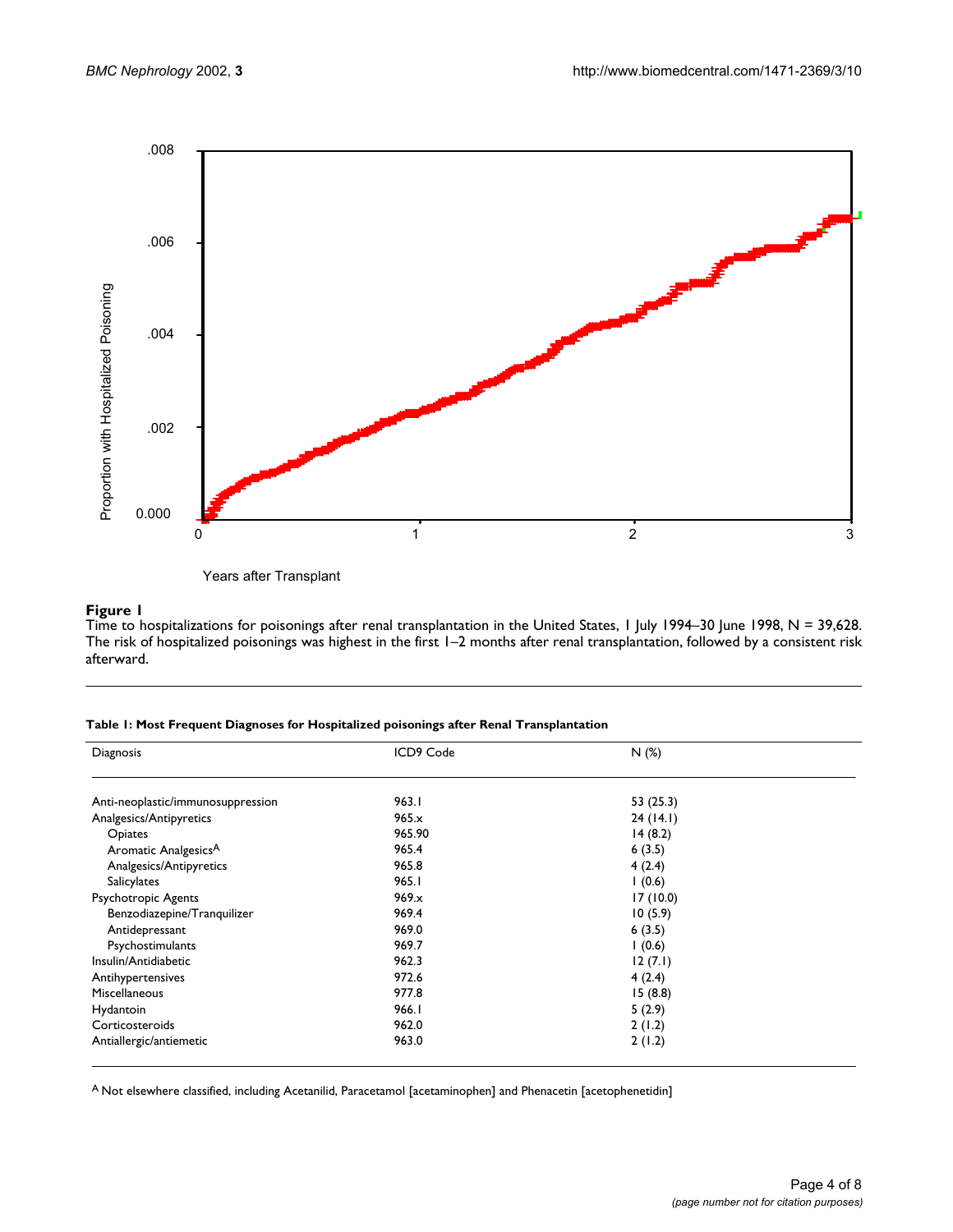**Figure 1**
Time to hospitalizations for poisonings after renal transplantation in the United States, 1 July 1994–30 June 1998, N = 39,628. The risk of hospitalized poisonings was highest in the first 1–2 months after renal transplantation, followed by a consistent risk afterward.

**Table 1: Most Frequent Diagnoses for Hospitalized poisonings after Renal Transplantation**

| Diagnosis | ICD9 Code | N (%) |
|---|---|---|
| Anti-neoplastic/immunosuppression | 963.1 | 53 (25.3) |
| Analgesics/Antipyretics | 965.x | 24 (14.1) |
| Opiates | 965.90 | 14 (8.2) |
| Aromatic Analgesics[A] | 965.4 | 6 (3.5) |
| Analgesics/Antipyretics | 965.8 | 4 (2.4) |
| Salicylates | 965.1 | 1 (0.6) |
| Psychotropic Agents | 969.x | 17 (10.0) |
| Benzodiazepine/Tranquilizer | 969.4 | 10 (5.9) |
| Antidepressant | 969.0 | 6 (3.5) |
| Psychostimulants | 969.7 | 1 (0.6) |
| Insulin/Antidiabetic | 962.3 | 12 (7.1) |
| Antihypertensives | 972.6 | 4 (2.4) |
| Miscellaneous | 977.8 | 15 (8.8) |
| Hydantoin | 966.1 | 5 (2.9) |
| Corticosteroids | 962.0 | 2 (1.2) |
| Antiallergic/antiemetic | 963.0 | 2 (1.2) |

[A] Not elsewhere classified, including Acetanilid, Paracetamol [acetaminophen] and Phenacetin [acetophenetidin]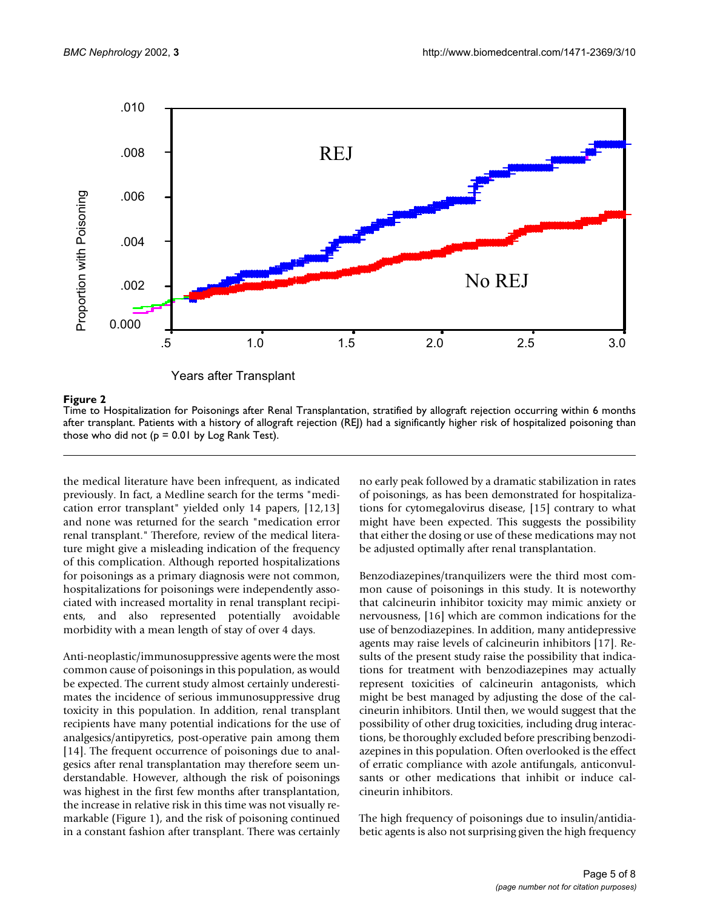**Figure 2**
Time to Hospitalization for Poisonings after Renal Transplantation, stratified by allograft rejection occurring within 6 months after transplant. Patients with a history of allograft rejection (REJ) had a significantly higher risk of hospitalized poisoning than those who did not (p = 0.01 by Log Rank Test).

the medical literature have been infrequent, as indicated previously. In fact, a Medline search for the terms "medication error transplant" yielded only 14 papers, [12,13] and none was returned for the search "medication error renal transplant." Therefore, review of the medical literature might give a misleading indication of the frequency of this complication. Although reported hospitalizations for poisonings as a primary diagnosis were not common, hospitalizations for poisonings were independently associated with increased mortality in renal transplant recipients, and also represented potentially avoidable morbidity with a mean length of stay of over 4 days.

Anti-neoplastic/immunosuppressive agents were the most common cause of poisonings in this population, as would be expected. The current study almost certainly underestimates the incidence of serious immunosuppressive drug toxicity in this population. In addition, renal transplant recipients have many potential indications for the use of analgesics/antipyretics, post-operative pain among them [14]. The frequent occurrence of poisonings due to analgesics after renal transplantation may therefore seem understandable. However, although the risk of poisonings was highest in the first few months after transplantation, the increase in relative risk in this time was not visually remarkable (Figure 1), and the risk of poisoning continued in a constant fashion after transplant. There was certainly no early peak followed by a dramatic stabilization in rates of poisonings, as has been demonstrated for hospitalizations for cytomegalovirus disease, [15] contrary to what might have been expected. This suggests the possibility that either the dosing or use of these medications may not be adjusted optimally after renal transplantation.

Benzodiazepines/tranquilizers were the third most common cause of poisonings in this study. It is noteworthy that calcineurin inhibitor toxicity may mimic anxiety or nervousness, [16] which are common indications for the use of benzodiazepines. In addition, many antidepressive agents may raise levels of calcineurin inhibitors [17]. Results of the present study raise the possibility that indications for treatment with benzodiazepines may actually represent toxicities of calcineurin antagonists, which might be best managed by adjusting the dose of the calcineurin inhibitors. Until then, we would suggest that the possibility of other drug toxicities, including drug interactions, be thoroughly excluded before prescribing benzodiazepines in this population. Often overlooked is the effect of erratic compliance with azole antifungals, anticonvulsants or other medications that inhibit or induce calcineurin inhibitors.

The high frequency of poisonings due to insulin/antidiabetic agents is also not surprising given the high frequency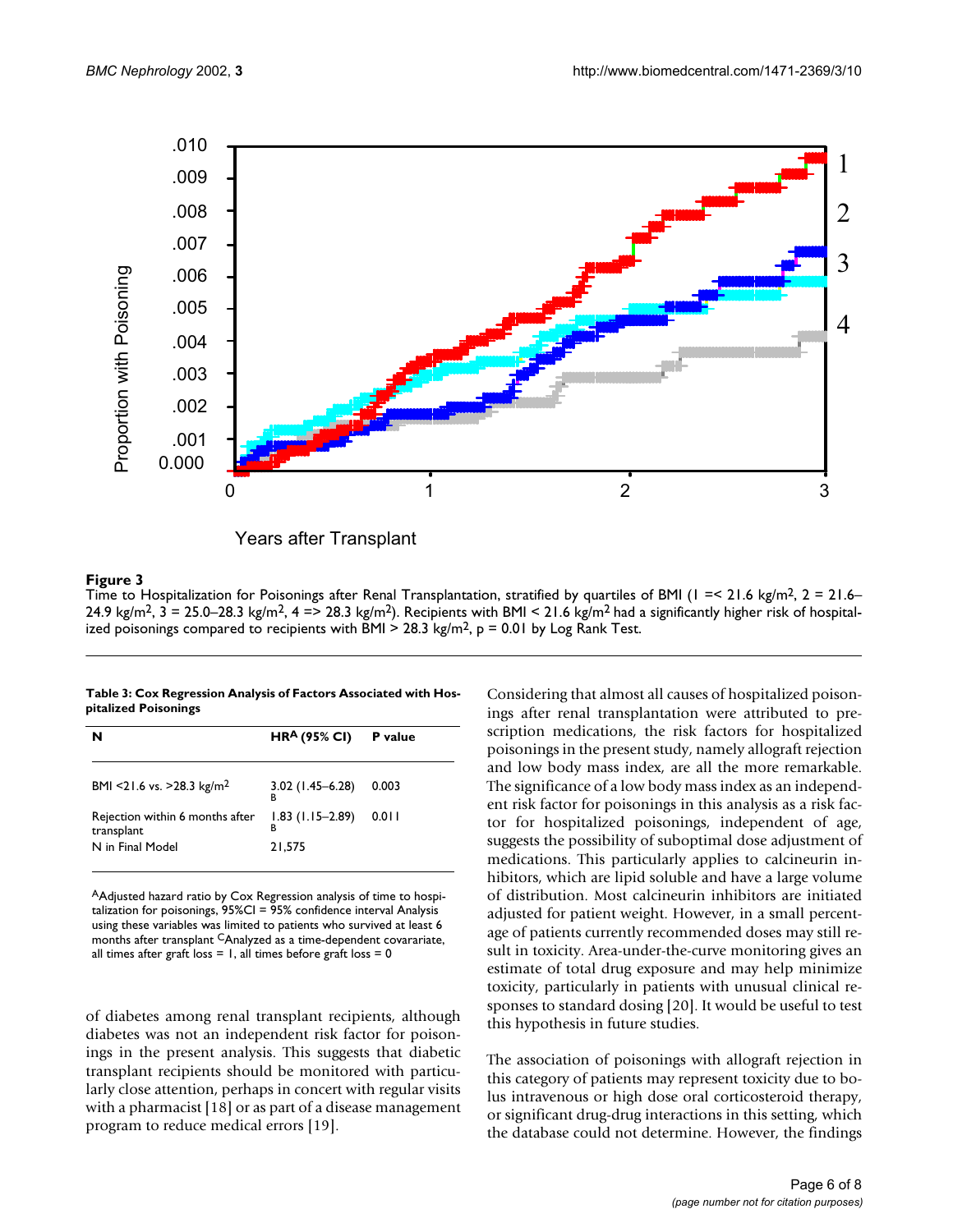**Figure 3**
Time to Hospitalization for Poisonings after Renal Transplantation, stratified by quartiles of BMI (1 =< 21.6 kg/m$^2$, 2 = 21.6–24.9 kg/m$^2$, 3 = 25.0–28.3 kg/m$^2$, 4 => 28.3 kg/m$^2$). Recipients with BMI < 21.6 kg/m$^2$ had a significantly higher risk of hospitalized poisonings compared to recipients with BMI > 28.3 kg/m$^2$, p = 0.01 by Log Rank Test.

**Table 3: Cox Regression Analysis of Factors Associated with Hospitalized Poisonings**

| N | HR[A] (95% CI) | P value |
|---|---|---|
| BMI <21.6 vs. >28.3 kg/m$^2$ | 3.02 (1.45–6.28) [B] | 0.003 |
| Rejection within 6 months after transplant | 1.83 (1.15–2.89) [B] | 0.011 |
| N in Final Model | 21,575 | |

[A]Adjusted hazard ratio by Cox Regression analysis of time to hospitalization for poisonings, 95%CI = 95% confidence interval Analysis using these variables was limited to patients who survived at least 6 months after transplant [C]Analyzed as a time-dependent covariate, all times after graft loss = 1, all times before graft loss = 0

of diabetes among renal transplant recipients, although diabetes was not an independent risk factor for poisonings in the present analysis. This suggests that diabetic transplant recipients should be monitored with particularly close attention, perhaps in concert with regular visits with a pharmacist [18] or as part of a disease management program to reduce medical errors [19].

Considering that almost all causes of hospitalized poisonings after renal transplantation were attributed to prescription medications, the risk factors for hospitalized poisonings in the present study, namely allograft rejection and low body mass index, are all the more remarkable. The significance of a low body mass index as an independent risk factor for poisonings in this analysis as a risk factor for hospitalized poisonings, independent of age, suggests the possibility of suboptimal dose adjustment of medications. This particularly applies to calcineurin inhibitors, which are lipid soluble and have a large volume of distribution. Most calcineurin inhibitors are initiated adjusted for patient weight. However, in a small percentage of patients currently recommended doses may still result in toxicity. Area-under-the-curve monitoring gives an estimate of total drug exposure and may help minimize toxicity, particularly in patients with unusual clinical responses to standard dosing [20]. It would be useful to test this hypothesis in future studies.

The association of poisonings with allograft rejection in this category of patients may represent toxicity due to bolus intravenous or high dose oral corticosteroid therapy, or significant drug-drug interactions in this setting, which the database could not determine. However, the findings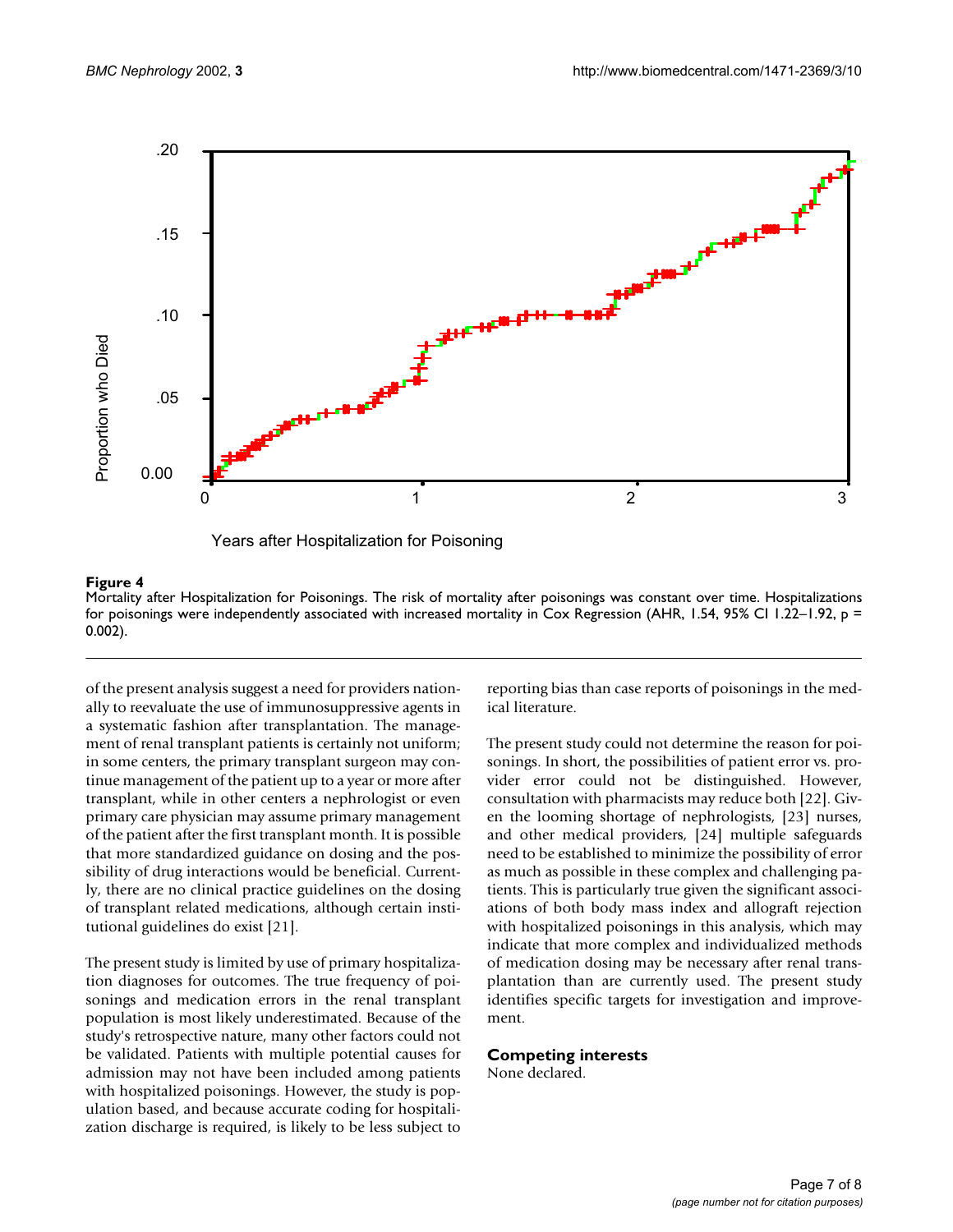.20

.15

.10

.05

0.00

Proportion who Died

0

1

2

3

Years after Hospitalization for Poisoning

**Figure 4**
Mortality after Hospitalization for Poisonings. The risk of mortality after poisonings was constant over time. Hospitalizations for poisonings were independently associated with increased mortality in Cox Regression (AHR, 1.54, 95% CI 1.22–1.92, p = 0.002).

of the present analysis suggest a need for providers nationally to reevaluate the use of immunosuppressive agents in a systematic fashion after transplantation. The management of renal transplant patients is certainly not uniform; in some centers, the primary transplant surgeon may continue management of the patient up to a year or more after transplant, while in other centers a nephrologist or even primary care physician may assume primary management of the patient after the first transplant month. It is possible that more standardized guidance on dosing and the possibility of drug interactions would be beneficial. Currently, there are no clinical practice guidelines on the dosing of transplant related medications, although certain institutional guidelines do exist [21].

The present study is limited by use of primary hospitalization diagnoses for outcomes. The true frequency of poisonings and medication errors in the renal transplant population is most likely underestimated. Because of the study's retrospective nature, many other factors could not be validated. Patients with multiple potential causes for admission may not have been included among patients with hospitalized poisonings. However, the study is population based, and because accurate coding for hospitalization discharge is required, is likely to be less subject to reporting bias than case reports of poisonings in the medical literature.

The present study could not determine the reason for poisonings. In short, the possibilities of patient error vs. provider error could not be distinguished. However, consultation with pharmacists may reduce both [22]. Given the looming shortage of nephrologists, [23] nurses, and other medical providers, [24] multiple safeguards need to be established to minimize the possibility of error as much as possible in these complex and challenging patients. This is particularly true given the significant associations of both body mass index and allograft rejection with hospitalized poisonings in this analysis, which may indicate that more complex and individualized methods of medication dosing may be necessary after renal transplantation than are currently used. The present study identifies specific targets for investigation and improvement.

## Competing interests

None declared.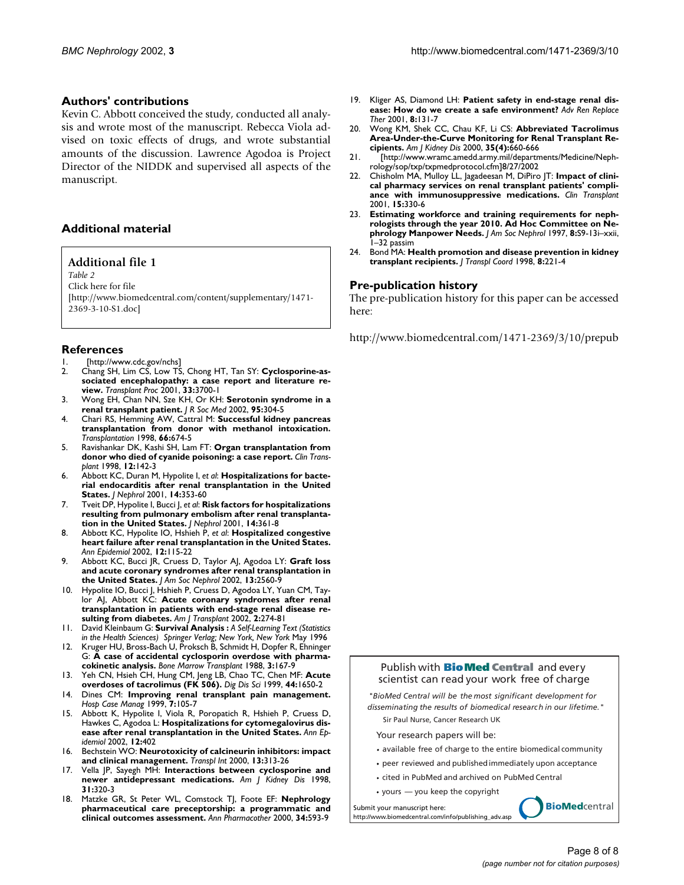## Authors' contributions

Kevin C. Abbott conceived the study, conducted all analysis and wrote most of the manuscript. Rebecca Viola advised on toxic effects of drugs, and wrote substantial amounts of the discussion. Lawrence Agodoa is Project Director of the NIDDK and supervised all aspects of the manuscript.

## Additional material

### Additional file 1

*Table 2*
Click here for file
[http://www.biomedcentral.com/content/supplementary/1471-2369-3-10-S1.doc]

## References

1. [http://www.cdc.gov/nchs]
2. Chang SH, Lim CS, Low TS, Chong HT, Tan SY: **Cyclosporine-associated encephalopathy: a case report and literature review.** *Transplant Proc* 2001, **33:**3700-1
3. Wong EH, Chan NN, Sze KH, Or KH: **Serotonin syndrome in a renal transplant patient.** *J R Soc Med* 2002, **95:**304-5
4. Chari RS, Hemming AW, Cattral M: **Successful kidney pancreas transplantation from donor with methanol intoxication.** *Transplantation* 1998, **66:**674-5
5. Ravishankar DK, Kashi SH, Lam FT: **Organ transplantation from donor who died of cyanide poisoning: a case report.** *Clin Transplant* 1998, **12:**142-3
6. Abbott KC, Duran M, Hypolite I, *et al*: **Hospitalizations for bacterial endocarditis after renal transplantation in the United States.** *J Nephrol* 2001, **14:**353-60
7. Tveit DP, Hypolite I, Bucci J, *et al*: **Risk factors for hospitalizations resulting from pulmonary embolism after renal transplantation in the United States.** *J Nephrol* 2001, **14:**361-8
8. Abbott KC, Hypolite IO, Hshieh P, *et al*: **Hospitalized congestive heart failure after renal transplantation in the United States.** *Ann Epidemiol* 2002, **12:**115-22
9. Abbott KC, Bucci JR, Cruess D, Taylor AJ, Agodoa LY: **Graft loss and acute coronary syndromes after renal transplantation in the United States.** *J Am Soc Nephrol* 2002, **13:**2560-9
10. Hypolite IO, Bucci J, Hshieh P, Cruess D, Agodoa LY, Yuan CM, Taylor AJ, Abbott KC: **Acute coronary syndromes after renal transplantation in patients with end-stage renal disease resulting from diabetes.** *Am J Transplant* 2002, **2:**274-81
11. David Kleinbaum G: **Survival Analysis :** *A Self-Learning Text (Statistics in the Health Sciences) Springer Verlag; New York, New York* May 1996
12. Kruger HU, Bross-Bach U, Proksch B, Schmidt H, Dopfer R, Ehninger G: **A case of accidental cyclosporin overdose with pharmacokinetic analysis.** *Bone Marrow Transplant* 1988, **3:**167-9
13. Yeh CN, Hsieh CH, Hung CM, Jeng LB, Chao TC, Chen MF: **Acute overdoses of tacrolimus (FK 506).** *Dig Dis Sci* 1999, **44:**1650-2
14. Dines CM: **Improving renal transplant pain management.** *Hosp Case Manag* 1999, **7:**105-7
15. Abbott K, Hypolite I, Viola R, Poropatich R, Hshieh P, Cruess D, Hawkes C, Agodoa L: **Hospitalizations for cytomegalovirus disease after renal transplantation in the United States.** *Ann Epidemiol* 2002, **12:**402
16. Bechstein WO: **Neurotoxicity of calcineurin inhibitors: impact and clinical management.** *Transpl Int* 2000, **13:**313-26
17. Vella JP, Sayegh MH: **Interactions between cyclosporine and newer antidepressant medications.** *Am J Kidney Dis* 1998, **31:**320-3
18. Matzke GR, St Peter WL, Comstock TJ, Foote EF: **Nephrology pharmaceutical care preceptorship: a programmatic and clinical outcomes assessment.** *Ann Pharmacother* 2000, **34:**593-9
19. Kliger AS, Diamond LH: **Patient safety in end-stage renal disease: How do we create a safe environment?** *Adv Ren Replace Ther* 2001, **8:**131-7
20. Wong KM, Shek CC, Chau KF, Li CS: **Abbreviated Tacrolimus Area-Under-the-Curve Monitoring for Renal Transplant Recipients.** *Am J Kidney Dis* 2000, **35(4):**660-666
21. [http://www.wramc.amedd.army.mil/departments/Medicine/Nephrology/sop/txp/txpmedprotocol.cfm]8/27/2002
22. Chisholm MA, Mulloy LL, Jagadeesan M, DiPiro JT: **Impact of clinical pharmacy services on renal transplant patients' compliance with immunosuppressive medications.** *Clin Transplant* 2001, **15:**330-6
23. **Estimating workforce and training requirements for nephrologists through the year 2010. Ad Hoc Committee on Nephrology Manpower Needs.** *J Am Soc Nephrol* 1997, **8:**S9-13i–xxii, 1–32 passim
24. Bond MA: **Health promotion and disease prevention in kidney transplant recipients.** *J Transpl Coord* 1998, **8:**221-4

## Pre-publication history

The pre-publication history for this paper can be accessed here:

http://www.biomedcentral.com/1471-2369/3/10/prepub

Publish with **BioMed Central** and every scientist can read your work free of charge

*"BioMed Central will be the most significant development for disseminating the results of biomedical research in our lifetime."*
Sir Paul Nurse, Cancer Research UK

Your research papers will be:

- available free of charge to the entire biomedical community
- peer reviewed and published immediately upon acceptance
- cited in PubMed and archived on PubMed Central
- yours — you keep the copyright

Submit your manuscript here:
http://www.biomedcentral.com/info/publishing_adv.asp

BioMedcentral